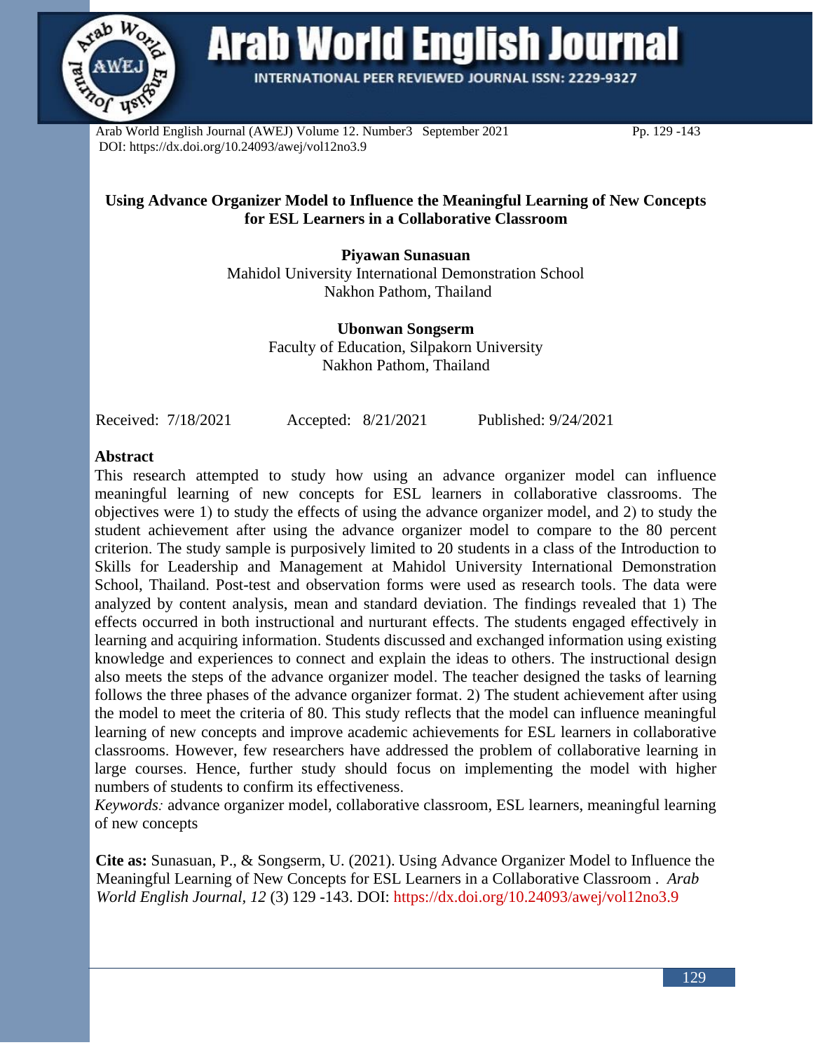# Using Advance Organizer Model to Influence the Meaningful Learning of New Concepts for ESL Learners in a Collaborative Classroom

**Piyawan Sunasuan**
Mahidol University International Demonstration School
Nakhon Pathom, Thailand

**Ubonwan Songserm**
Faculty of Education, Silpakorn University
Nakhon Pathom, Thailand

Received: 7/18/2021 Accepted: 8/21/2021 Published: 9/24/2021

## Abstract

This research attempted to study how using an advance organizer model can influence meaningful learning of new concepts for ESL learners in collaborative classrooms. The objectives were 1) to study the effects of using the advance organizer model, and 2) to study the student achievement after using the advance organizer model to compare to the 80 percent criterion. The study sample is purposively limited to 20 students in a class of the Introduction to Skills for Leadership and Management at Mahidol University International Demonstration School, Thailand. Post-test and observation forms were used as research tools. The data were analyzed by content analysis, mean and standard deviation. The findings revealed that 1) The effects occurred in both instructional and nurturant effects. The students engaged effectively in learning and acquiring information. Students discussed and exchanged information using existing knowledge and experiences to connect and explain the ideas to others. The instructional design also meets the steps of the advance organizer model. The teacher designed the tasks of learning follows the three phases of the advance organizer format. 2) The student achievement after using the model to meet the criteria of 80. This study reflects that the model can influence meaningful learning of new concepts and improve academic achievements for ESL learners in collaborative classrooms. However, few researchers have addressed the problem of collaborative learning in large courses. Hence, further study should focus on implementing the model with higher numbers of students to confirm its effectiveness.

*Keywords:* advance organizer model, collaborative classroom, ESL learners, meaningful learning of new concepts

**Cite as:** Sunasuan, P., & Songserm, U. (2021). Using Advance Organizer Model to Influence the Meaningful Learning of New Concepts for ESL Learners in a Collaborative Classroom . *Arab World English Journal*, *12* (3) 129 -143. DOI: https://dx.doi.org/10.24093/awej/vol12no3.9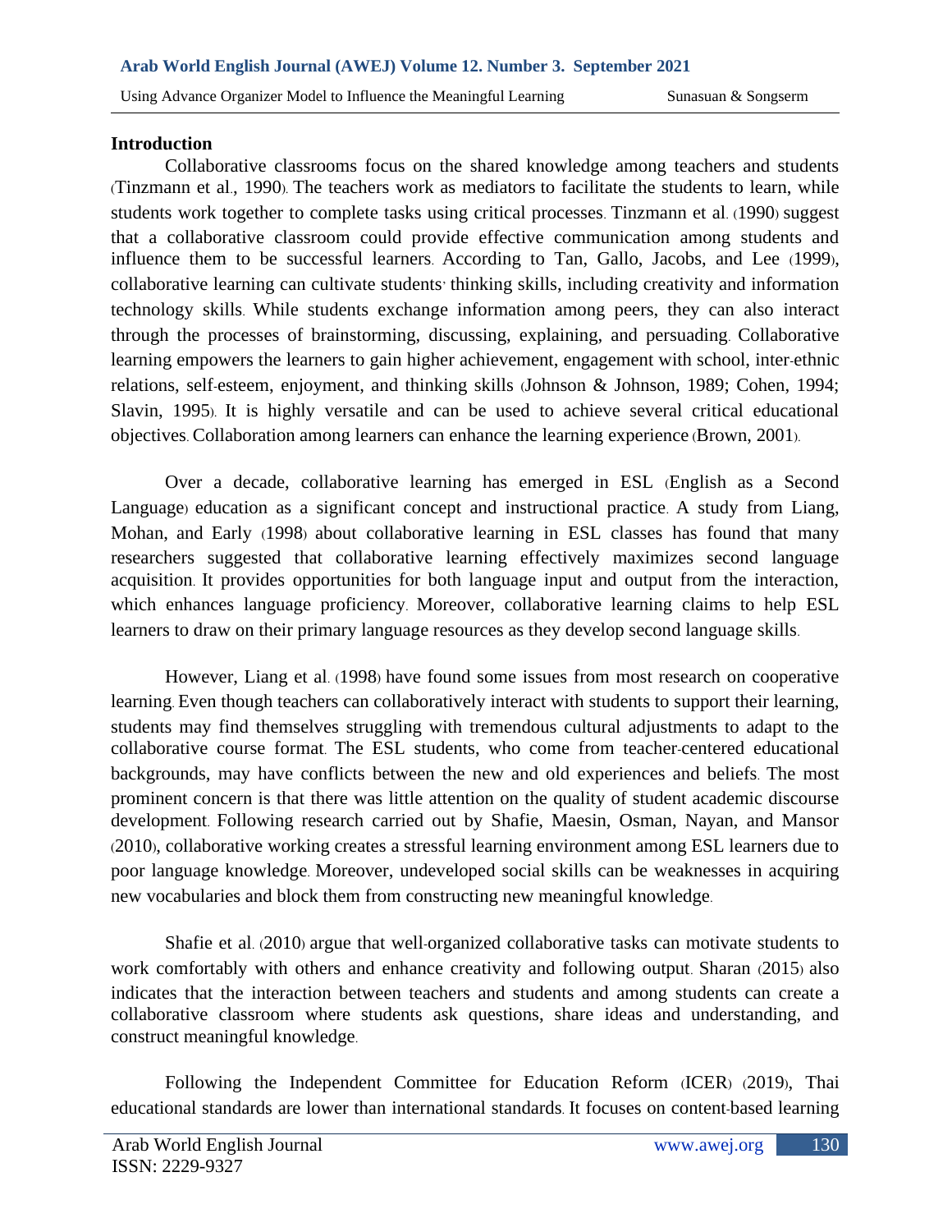## Introduction

Collaborative classrooms focus on the shared knowledge among teachers and students (Tinzmann et al., 1990). The teachers work as mediators to facilitate the students to learn, while students work together to complete tasks using critical processes. Tinzmann et al. (1990) suggest that a collaborative classroom could provide effective communication among students and influence them to be successful learners. According to Tan, Gallo, Jacobs, and Lee (1999), collaborative learning can cultivate students' thinking skills, including creativity and information technology skills. While students exchange information among peers, they can also interact through the processes of brainstorming, discussing, explaining, and persuading. Collaborative learning empowers the learners to gain higher achievement, engagement with school, inter-ethnic relations, self-esteem, enjoyment, and thinking skills (Johnson & Johnson, 1989; Cohen, 1994; Slavin, 1995). It is highly versatile and can be used to achieve several critical educational objectives. Collaboration among learners can enhance the learning experience (Brown, 2001).

Over a decade, collaborative learning has emerged in ESL (English as a Second Language) education as a significant concept and instructional practice. A study from Liang, Mohan, and Early (1998) about collaborative learning in ESL classes has found that many researchers suggested that collaborative learning effectively maximizes second language acquisition. It provides opportunities for both language input and output from the interaction, which enhances language proficiency. Moreover, collaborative learning claims to help ESL learners to draw on their primary language resources as they develop second language skills.

However, Liang et al. (1998) have found some issues from most research on cooperative learning. Even though teachers can collaboratively interact with students to support their learning, students may find themselves struggling with tremendous cultural adjustments to adapt to the collaborative course format. The ESL students, who come from teacher-centered educational backgrounds, may have conflicts between the new and old experiences and beliefs. The most prominent concern is that there was little attention on the quality of student academic discourse development. Following research carried out by Shafie, Maesin, Osman, Nayan, and Mansor (2010), collaborative working creates a stressful learning environment among ESL learners due to poor language knowledge. Moreover, undeveloped social skills can be weaknesses in acquiring new vocabularies and block them from constructing new meaningful knowledge.

Shafie et al. (2010) argue that well-organized collaborative tasks can motivate students to work comfortably with others and enhance creativity and following output. Sharan (2015) also indicates that the interaction between teachers and students and among students can create a collaborative classroom where students ask questions, share ideas and understanding, and construct meaningful knowledge.

Following the Independent Committee for Education Reform (ICER) (2019), Thai educational standards are lower than international standards. It focuses on content-based learning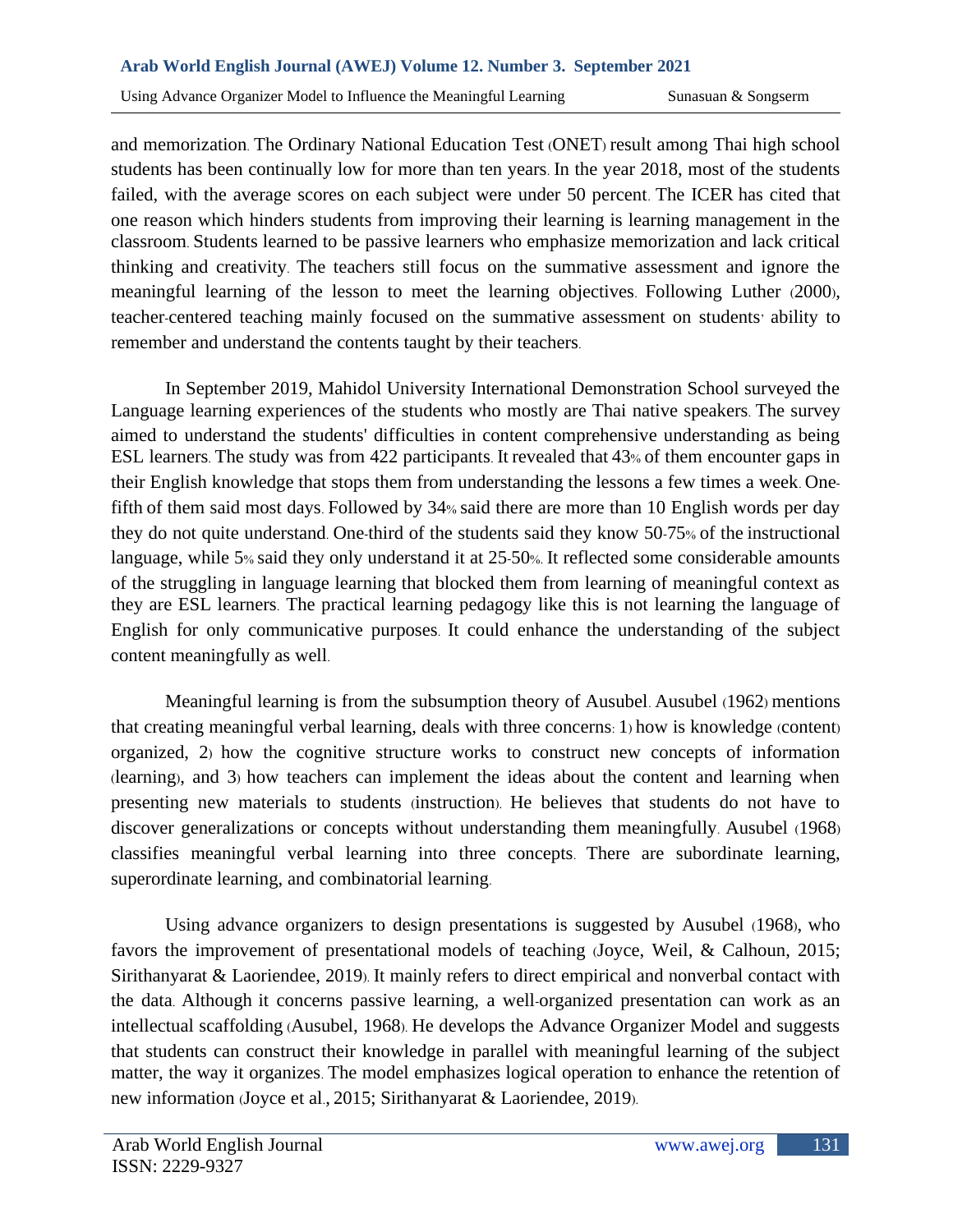and memorization. The Ordinary National Education Test (ONET) result among Thai high school students has been continually low for more than ten years. In the year 2018, most of the students failed, with the average scores on each subject were under 50 percent. The ICER has cited that one reason which hinders students from improving their learning is learning management in the classroom. Students learned to be passive learners who emphasize memorization and lack critical thinking and creativity. The teachers still focus on the summative assessment and ignore the meaningful learning of the lesson to meet the learning objectives. Following Luther (2000), teacher-centered teaching mainly focused on the summative assessment on students' ability to remember and understand the contents taught by their teachers.

In September 2019, Mahidol University International Demonstration School surveyed the Language learning experiences of the students who mostly are Thai native speakers. The survey aimed to understand the students' difficulties in content comprehensive understanding as being ESL learners. The study was from 422 participants. It revealed that 43% of them encounter gaps in their English knowledge that stops them from understanding the lessons a few times a week. One-fifth of them said most days. Followed by 34% said there are more than 10 English words per day they do not quite understand. One-third of the students said they know 50-75% of the instructional language, while 5% said they only understand it at 25-50%. It reflected some considerable amounts of the struggling in language learning that blocked them from learning of meaningful context as they are ESL learners. The practical learning pedagogy like this is not learning the language of English for only communicative purposes. It could enhance the understanding of the subject content meaningfully as well.

Meaningful learning is from the subsumption theory of Ausubel. Ausubel (1962) mentions that creating meaningful verbal learning, deals with three concerns: 1) how is knowledge (content) organized, 2) how the cognitive structure works to construct new concepts of information (learning), and 3) how teachers can implement the ideas about the content and learning when presenting new materials to students (instruction). He believes that students do not have to discover generalizations or concepts without understanding them meaningfully. Ausubel (1968) classifies meaningful verbal learning into three concepts. There are subordinate learning, superordinate learning, and combinatorial learning.

Using advance organizers to design presentations is suggested by Ausubel (1968), who favors the improvement of presentational models of teaching (Joyce, Weil, & Calhoun, 2015; Sirithanyarat & Laoriendee, 2019). It mainly refers to direct empirical and nonverbal contact with the data. Although it concerns passive learning, a well-organized presentation can work as an intellectual scaffolding (Ausubel, 1968). He develops the Advance Organizer Model and suggests that students can construct their knowledge in parallel with meaningful learning of the subject matter, the way it organizes. The model emphasizes logical operation to enhance the retention of new information (Joyce et al., 2015; Sirithanyarat & Laoriendee, 2019).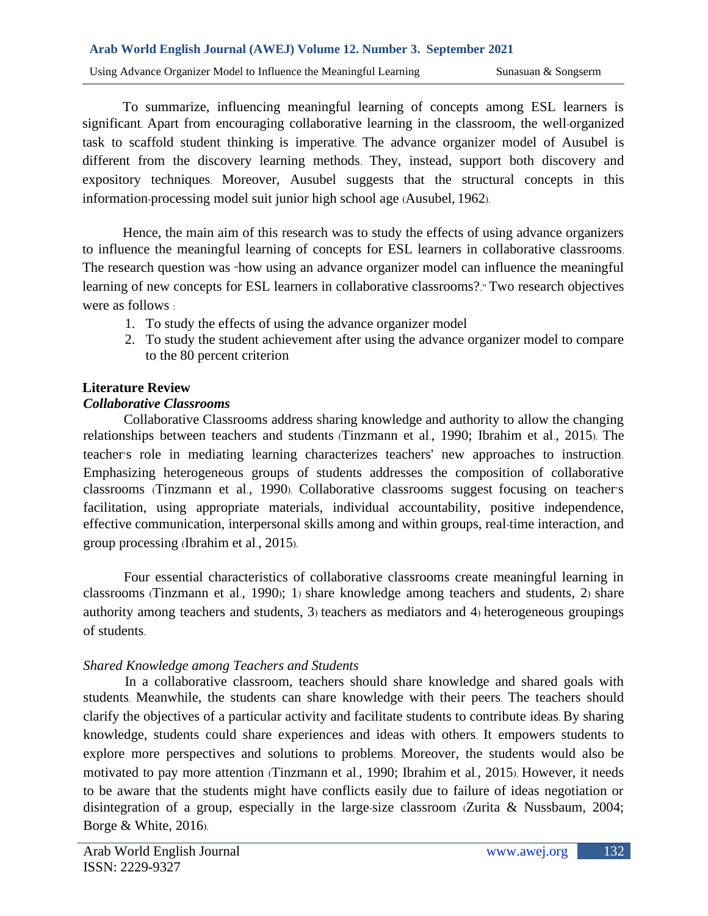To summarize, influencing meaningful learning of concepts among ESL learners is significant. Apart from encouraging collaborative learning in the classroom, the well-organized task to scaffold student thinking is imperative. The advance organizer model of Ausubel is different from the discovery learning methods. They, instead, support both discovery and expository techniques. Moreover, Ausubel suggests that the structural concepts in this information-processing model suit junior high school age (Ausubel, 1962).

Hence, the main aim of this research was to study the effects of using advance organizers to influence the meaningful learning of concepts for ESL learners in collaborative classrooms. The research question was "how using an advance organizer model can influence the meaningful learning of new concepts for ESL learners in collaborative classrooms?." Two research objectives were as follows :

1. To study the effects of using the advance organizer model
2. To study the student achievement after using the advance organizer model to compare to the 80 percent criterion

## Literature Review

### *Collaborative Classrooms*

Collaborative Classrooms address sharing knowledge and authority to allow the changing relationships between teachers and students (Tinzmann et al., 1990; Ibrahim et al., 2015). The teacher's role in mediating learning characterizes teachers' new approaches to instruction. Emphasizing heterogeneous groups of students addresses the composition of collaborative classrooms (Tinzmann et al., 1990). Collaborative classrooms suggest focusing on teacher's facilitation, using appropriate materials, individual accountability, positive independence, effective communication, interpersonal skills among and within groups, real-time interaction, and group processing (Ibrahim et al., 2015).

Four essential characteristics of collaborative classrooms create meaningful learning in classrooms (Tinzmann et al., 1990); 1) share knowledge among teachers and students, 2) share authority among teachers and students, 3) teachers as mediators and 4) heterogeneous groupings of students.

### *Shared Knowledge among Teachers and Students*

In a collaborative classroom, teachers should share knowledge and shared goals with students. Meanwhile, the students can share knowledge with their peers. The teachers should clarify the objectives of a particular activity and facilitate students to contribute ideas. By sharing knowledge, students could share experiences and ideas with others. It empowers students to explore more perspectives and solutions to problems. Moreover, the students would also be motivated to pay more attention (Tinzmann et al., 1990; Ibrahim et al., 2015). However, it needs to be aware that the students might have conflicts easily due to failure of ideas negotiation or disintegration of a group, especially in the large-size classroom (Zurita & Nussbaum, 2004; Borge & White, 2016).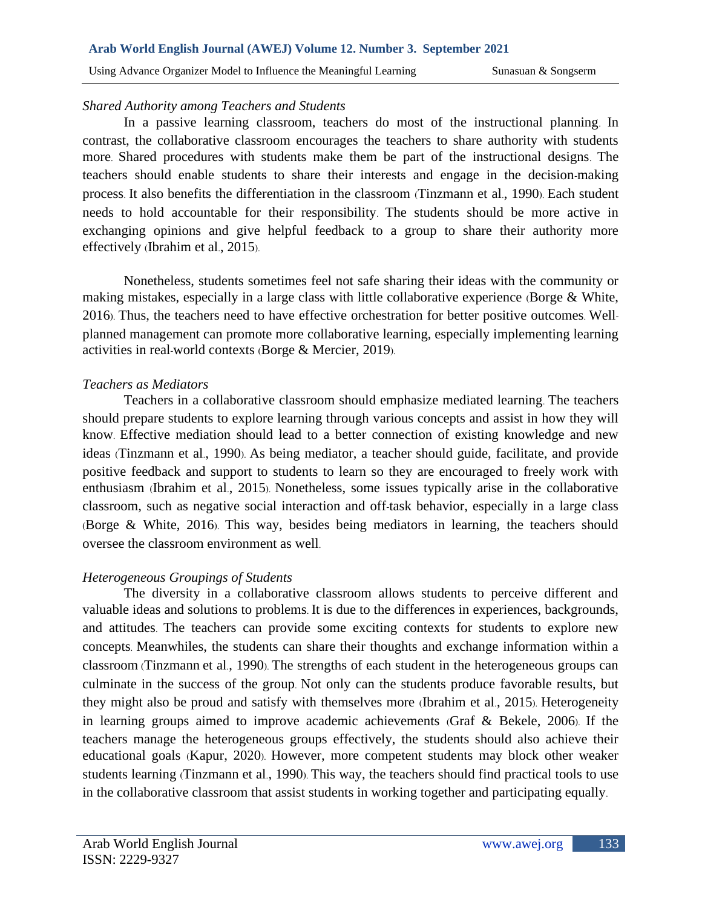*Shared Authority among Teachers and Students*

In a passive learning classroom, teachers do most of the instructional planning. In contrast, the collaborative classroom encourages the teachers to share authority with students more. Shared procedures with students make them be part of the instructional designs. The teachers should enable students to share their interests and engage in the decision-making process. It also benefits the differentiation in the classroom (Tinzmann et al., 1990). Each student needs to hold accountable for their responsibility. The students should be more active in exchanging opinions and give helpful feedback to a group to share their authority more effectively (Ibrahim et al., 2015).

Nonetheless, students sometimes feel not safe sharing their ideas with the community or making mistakes, especially in a large class with little collaborative experience (Borge & White, 2016). Thus, the teachers need to have effective orchestration for better positive outcomes. Well-planned management can promote more collaborative learning, especially implementing learning activities in real-world contexts (Borge & Mercier, 2019).

*Teachers as Mediators*

Teachers in a collaborative classroom should emphasize mediated learning. The teachers should prepare students to explore learning through various concepts and assist in how they will know. Effective mediation should lead to a better connection of existing knowledge and new ideas (Tinzmann et al., 1990). As being mediator, a teacher should guide, facilitate, and provide positive feedback and support to students to learn so they are encouraged to freely work with enthusiasm (Ibrahim et al., 2015). Nonetheless, some issues typically arise in the collaborative classroom, such as negative social interaction and off-task behavior, especially in a large class (Borge & White, 2016). This way, besides being mediators in learning, the teachers should oversee the classroom environment as well.

*Heterogeneous Groupings of Students*

The diversity in a collaborative classroom allows students to perceive different and valuable ideas and solutions to problems. It is due to the differences in experiences, backgrounds, and attitudes. The teachers can provide some exciting contexts for students to explore new concepts. Meanwhiles, the students can share their thoughts and exchange information within a classroom (Tinzmann et al., 1990). The strengths of each student in the heterogeneous groups can culminate in the success of the group. Not only can the students produce favorable results, but they might also be proud and satisfy with themselves more (Ibrahim et al., 2015). Heterogeneity in learning groups aimed to improve academic achievements (Graf & Bekele, 2006). If the teachers manage the heterogeneous groups effectively, the students should also achieve their educational goals (Kapur, 2020). However, more competent students may block other weaker students learning (Tinzmann et al., 1990). This way, the teachers should find practical tools to use in the collaborative classroom that assist students in working together and participating equally.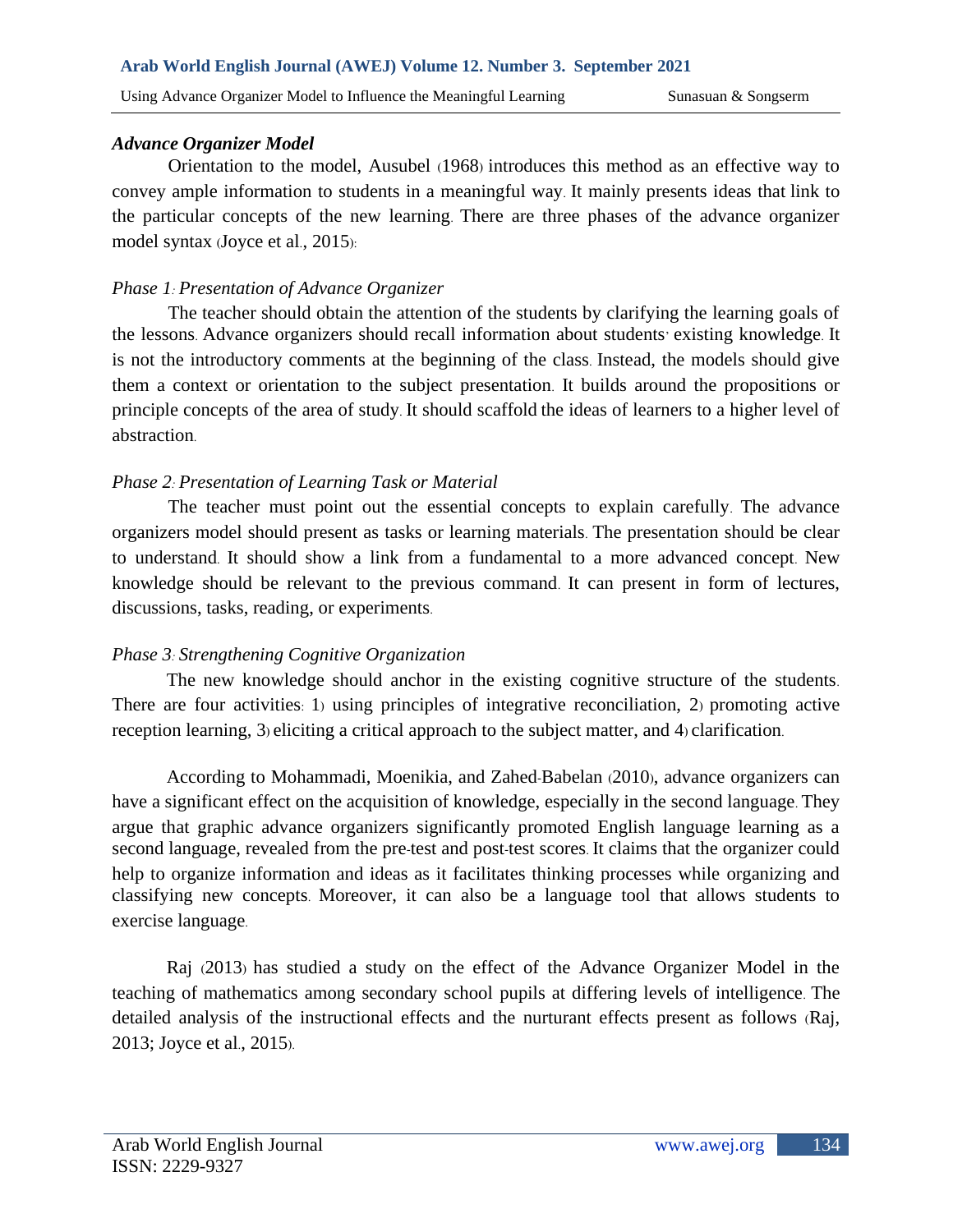### *Advance Organizer Model*

Orientation to the model, Ausubel (1968) introduces this method as an effective way to convey ample information to students in a meaningful way. It mainly presents ideas that link to the particular concepts of the new learning. There are three phases of the advance organizer model syntax (Joyce et al., 2015):

*Phase 1: Presentation of Advance Organizer*

The teacher should obtain the attention of the students by clarifying the learning goals of the lessons. Advance organizers should recall information about students' existing knowledge. It is not the introductory comments at the beginning of the class. Instead, the models should give them a context or orientation to the subject presentation. It builds around the propositions or principle concepts of the area of study. It should scaffold the ideas of learners to a higher level of abstraction.

*Phase 2: Presentation of Learning Task or Material*

The teacher must point out the essential concepts to explain carefully. The advance organizers model should present as tasks or learning materials. The presentation should be clear to understand. It should show a link from a fundamental to a more advanced concept. New knowledge should be relevant to the previous command. It can present in form of lectures, discussions, tasks, reading, or experiments.

*Phase 3: Strengthening Cognitive Organization*

The new knowledge should anchor in the existing cognitive structure of the students. There are four activities: 1) using principles of integrative reconciliation, 2) promoting active reception learning, 3) eliciting a critical approach to the subject matter, and 4) clarification.

According to Mohammadi, Moenikia, and Zahed-Babelan (2010), advance organizers can have a significant effect on the acquisition of knowledge, especially in the second language. They argue that graphic advance organizers significantly promoted English language learning as a second language, revealed from the pre-test and post-test scores. It claims that the organizer could help to organize information and ideas as it facilitates thinking processes while organizing and classifying new concepts. Moreover, it can also be a language tool that allows students to exercise language.

Raj (2013) has studied a study on the effect of the Advance Organizer Model in the teaching of mathematics among secondary school pupils at differing levels of intelligence. The detailed analysis of the instructional effects and the nurturant effects present as follows (Raj, 2013; Joyce et al., 2015).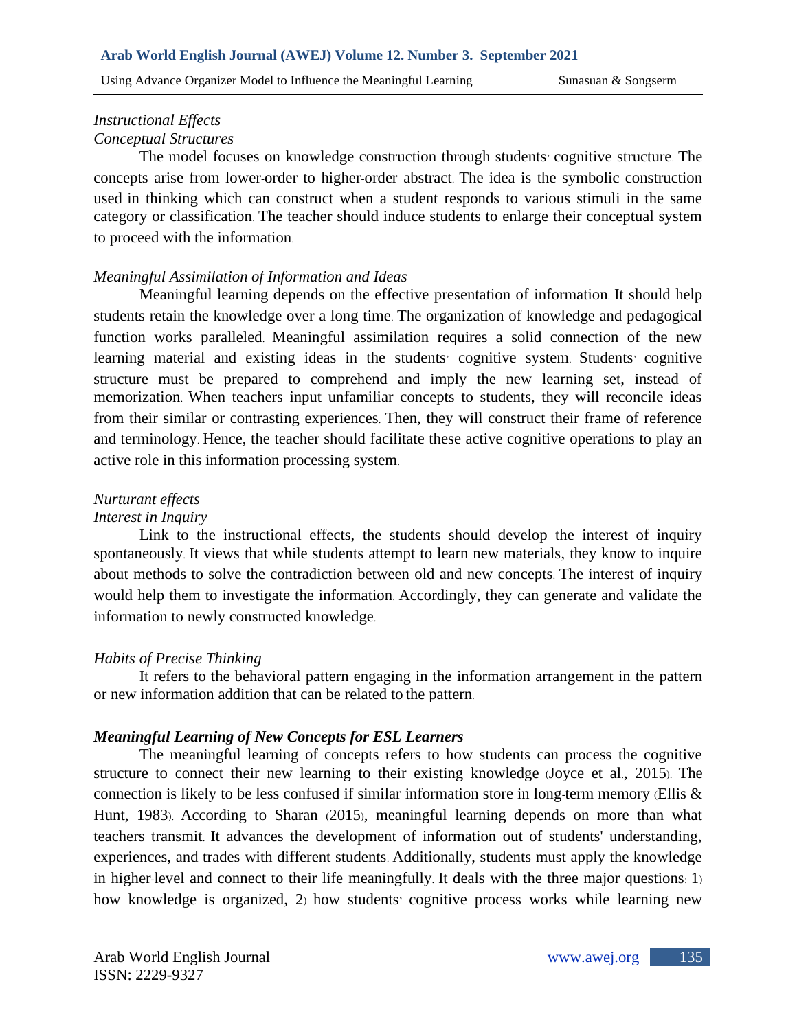*Instructional Effects*

*Conceptual Structures*

The model focuses on knowledge construction through students' cognitive structure. The concepts arise from lower-order to higher-order abstract. The idea is the symbolic construction used in thinking which can construct when a student responds to various stimuli in the same category or classification. The teacher should induce students to enlarge their conceptual system to proceed with the information.

*Meaningful Assimilation of Information and Ideas*

Meaningful learning depends on the effective presentation of information. It should help students retain the knowledge over a long time. The organization of knowledge and pedagogical function works paralleled. Meaningful assimilation requires a solid connection of the new learning material and existing ideas in the students' cognitive system. Students' cognitive structure must be prepared to comprehend and imply the new learning set, instead of memorization. When teachers input unfamiliar concepts to students, they will reconcile ideas from their similar or contrasting experiences. Then, they will construct their frame of reference and terminology. Hence, the teacher should facilitate these active cognitive operations to play an active role in this information processing system.

*Nurturant effects*

*Interest in Inquiry*

Link to the instructional effects, the students should develop the interest of inquiry spontaneously. It views that while students attempt to learn new materials, they know to inquire about methods to solve the contradiction between old and new concepts. The interest of inquiry would help them to investigate the information. Accordingly, they can generate and validate the information to newly constructed knowledge.

*Habits of Precise Thinking*

It refers to the behavioral pattern engaging in the information arrangement in the pattern or new information addition that can be related to the pattern.

***Meaningful Learning of New Concepts for ESL Learners***

The meaningful learning of concepts refers to how students can process the cognitive structure to connect their new learning to their existing knowledge (Joyce et al., 2015). The connection is likely to be less confused if similar information store in long-term memory (Ellis & Hunt, 1983). According to Sharan (2015), meaningful learning depends on more than what teachers transmit. It advances the development of information out of students' understanding, experiences, and trades with different students. Additionally, students must apply the knowledge in higher-level and connect to their life meaningfully. It deals with the three major questions: 1) how knowledge is organized, 2) how students' cognitive process works while learning new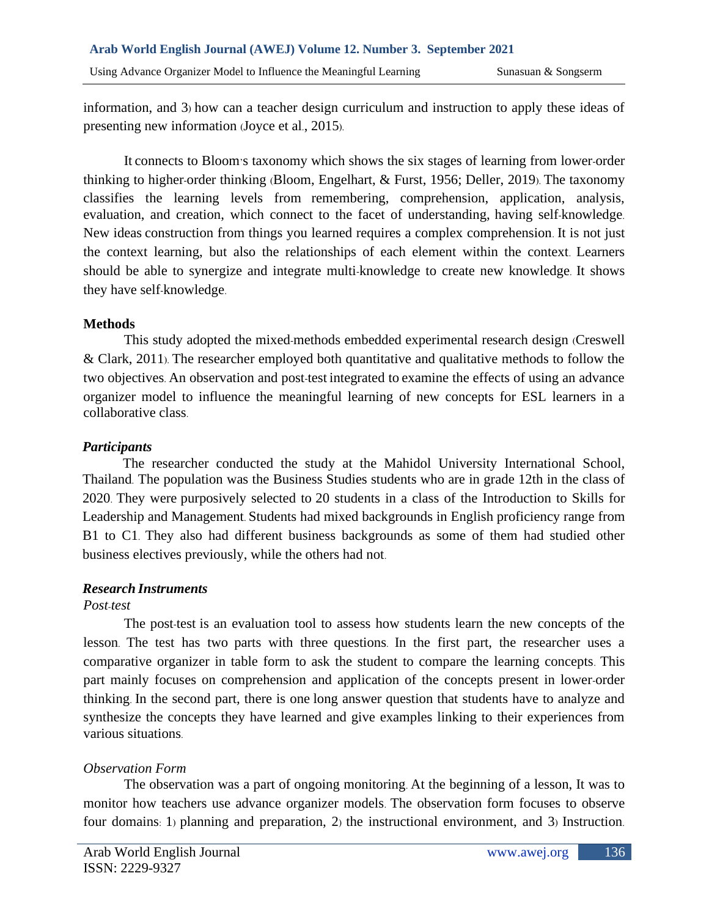information, and 3) how can a teacher design curriculum and instruction to apply these ideas of presenting new information (Joyce et al., 2015).

It connects to Bloom's taxonomy which shows the six stages of learning from lower-order thinking to higher-order thinking (Bloom, Engelhart, & Furst, 1956; Deller, 2019). The taxonomy classifies the learning levels from remembering, comprehension, application, analysis, evaluation, and creation, which connect to the facet of understanding, having self-knowledge. New ideas construction from things you learned requires a complex comprehension. It is not just the context learning, but also the relationships of each element within the context. Learners should be able to synergize and integrate multi-knowledge to create new knowledge. It shows they have self-knowledge.

## Methods

This study adopted the mixed-methods embedded experimental research design (Creswell & Clark, 2011). The researcher employed both quantitative and qualitative methods to follow the two objectives. An observation and post-test integrated to examine the effects of using an advance organizer model to influence the meaningful learning of new concepts for ESL learners in a collaborative class.

### *Participants*

The researcher conducted the study at the Mahidol University International School, Thailand. The population was the Business Studies students who are in grade 12th in the class of 2020. They were purposively selected to 20 students in a class of the Introduction to Skills for Leadership and Management. Students had mixed backgrounds in English proficiency range from B1 to C1. They also had different business backgrounds as some of them had studied other business electives previously, while the others had not.

### *Research Instruments*

#### *Post-test*

The post-test is an evaluation tool to assess how students learn the new concepts of the lesson. The test has two parts with three questions. In the first part, the researcher uses a comparative organizer in table form to ask the student to compare the learning concepts. This part mainly focuses on comprehension and application of the concepts present in lower-order thinking. In the second part, there is one long answer question that students have to analyze and synthesize the concepts they have learned and give examples linking to their experiences from various situations.

#### *Observation Form*

The observation was a part of ongoing monitoring. At the beginning of a lesson, It was to monitor how teachers use advance organizer models. The observation form focuses to observe four domains: 1) planning and preparation, 2) the instructional environment, and 3) Instruction.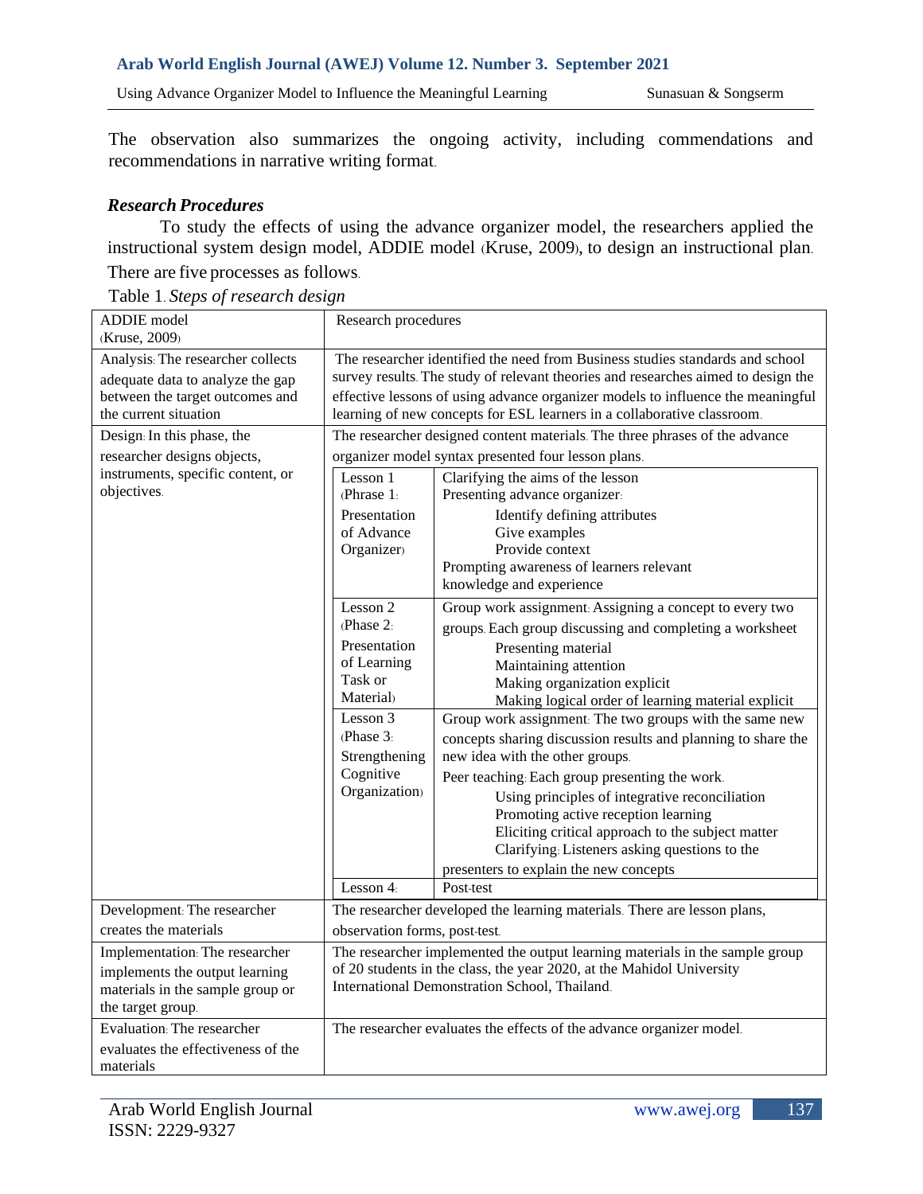The observation also summarizes the ongoing activity, including commendations and recommendations in narrative writing format.

***Research Procedures***

To study the effects of using the advance organizer model, the researchers applied the instructional system design model, ADDIE model (Kruse, 2009), to design an instructional plan. There are five processes as follows.

Table 1. *Steps of research design*

| ADDIE model (Kruse, 2009) | Research procedures | |
|---|---|---|
| Analysis: The researcher collects adequate data to analyze the gap between the target outcomes and the current situation | The researcher identified the need from Business studies standards and school survey results. The study of relevant theories and researches aimed to design the effective lessons of using advance organizer models to influence the meaningful learning of new concepts for ESL learners in a collaborative classroom. | |
| Design: In this phase, the researcher designs objects, instruments, specific content, or objectives. | The researcher designed content materials. The three phrases of the advance organizer model syntax presented four lesson plans. | |
| | Lesson 1 (Phrase 1: Presentation of Advance Organizer) | Clarifying the aims of the lesson<br>Presenting advance organizer:<br>Identify defining attributes<br>Give examples<br>Provide context<br>Prompting awareness of learners relevant knowledge and experience |
| | Lesson 2 (Phase 2: Presentation of Learning Task or Material) | Group work assignment: Assigning a concept to every two groups. Each group discussing and completing a worksheet<br>Presenting material<br>Maintaining attention<br>Making organization explicit<br>Making logical order of learning material explicit |
| | Lesson 3 (Phase 3: Strengthening Cognitive Organization) | Group work assignment: The two groups with the same new concepts sharing discussion results and planning to share the new idea with the other groups.<br>Peer teaching: Each group presenting the work.<br>Using principles of integrative reconciliation<br>Promoting active reception learning<br>Eliciting critical approach to the subject matter<br>Clarifying: Listeners asking questions to the presenters to explain the new concepts |
| | Lesson 4: | Post-test |
| Development: The researcher creates the materials | The researcher developed the learning materials. There are lesson plans, observation forms, post-test. | |
| Implementation: The researcher implements the output learning materials in the sample group or the target group. | The researcher implemented the output learning materials in the sample group of 20 students in the class, the year 2020, at the Mahidol University International Demonstration School, Thailand. | |
| Evaluation: The researcher evaluates the effectiveness of the materials | The researcher evaluates the effects of the advance organizer model. | |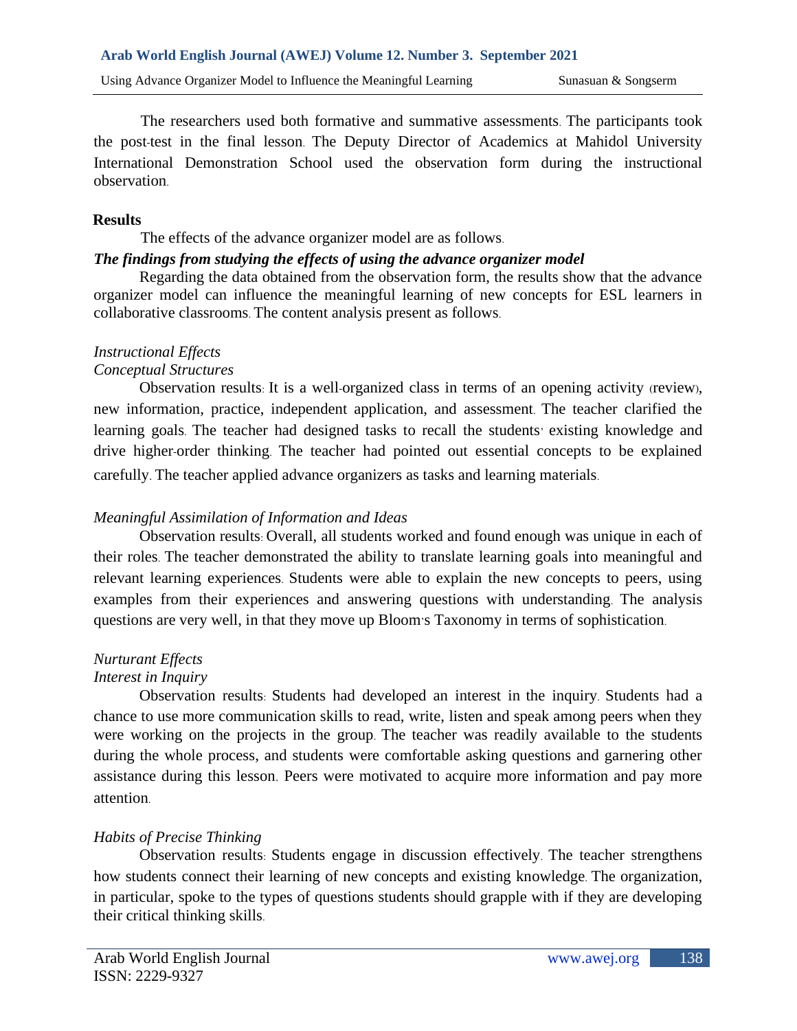The researchers used both formative and summative assessments. The participants took the post-test in the final lesson. The Deputy Director of Academics at Mahidol University International Demonstration School used the observation form during the instructional observation.

## Results

The effects of the advance organizer model are as follows.

***The findings from studying the effects of using the advance organizer model***

Regarding the data obtained from the observation form, the results show that the advance organizer model can influence the meaningful learning of new concepts for ESL learners in collaborative classrooms. The content analysis present as follows.

*Instructional Effects*

*Conceptual Structures*

Observation results: It is a well-organized class in terms of an opening activity (review), new information, practice, independent application, and assessment. The teacher clarified the learning goals. The teacher had designed tasks to recall the students' existing knowledge and drive higher-order thinking. The teacher had pointed out essential concepts to be explained carefully. The teacher applied advance organizers as tasks and learning materials.

*Meaningful Assimilation of Information and Ideas*

Observation results: Overall, all students worked and found enough was unique in each of their roles. The teacher demonstrated the ability to translate learning goals into meaningful and relevant learning experiences. Students were able to explain the new concepts to peers, using examples from their experiences and answering questions with understanding. The analysis questions are very well, in that they move up Bloom's Taxonomy in terms of sophistication.

*Nurturant Effects*

*Interest in Inquiry*

Observation results: Students had developed an interest in the inquiry. Students had a chance to use more communication skills to read, write, listen and speak among peers when they were working on the projects in the group. The teacher was readily available to the students during the whole process, and students were comfortable asking questions and garnering other assistance during this lesson. Peers were motivated to acquire more information and pay more attention.

*Habits of Precise Thinking*

Observation results: Students engage in discussion effectively. The teacher strengthens how students connect their learning of new concepts and existing knowledge. The organization, in particular, spoke to the types of questions students should grapple with if they are developing their critical thinking skills.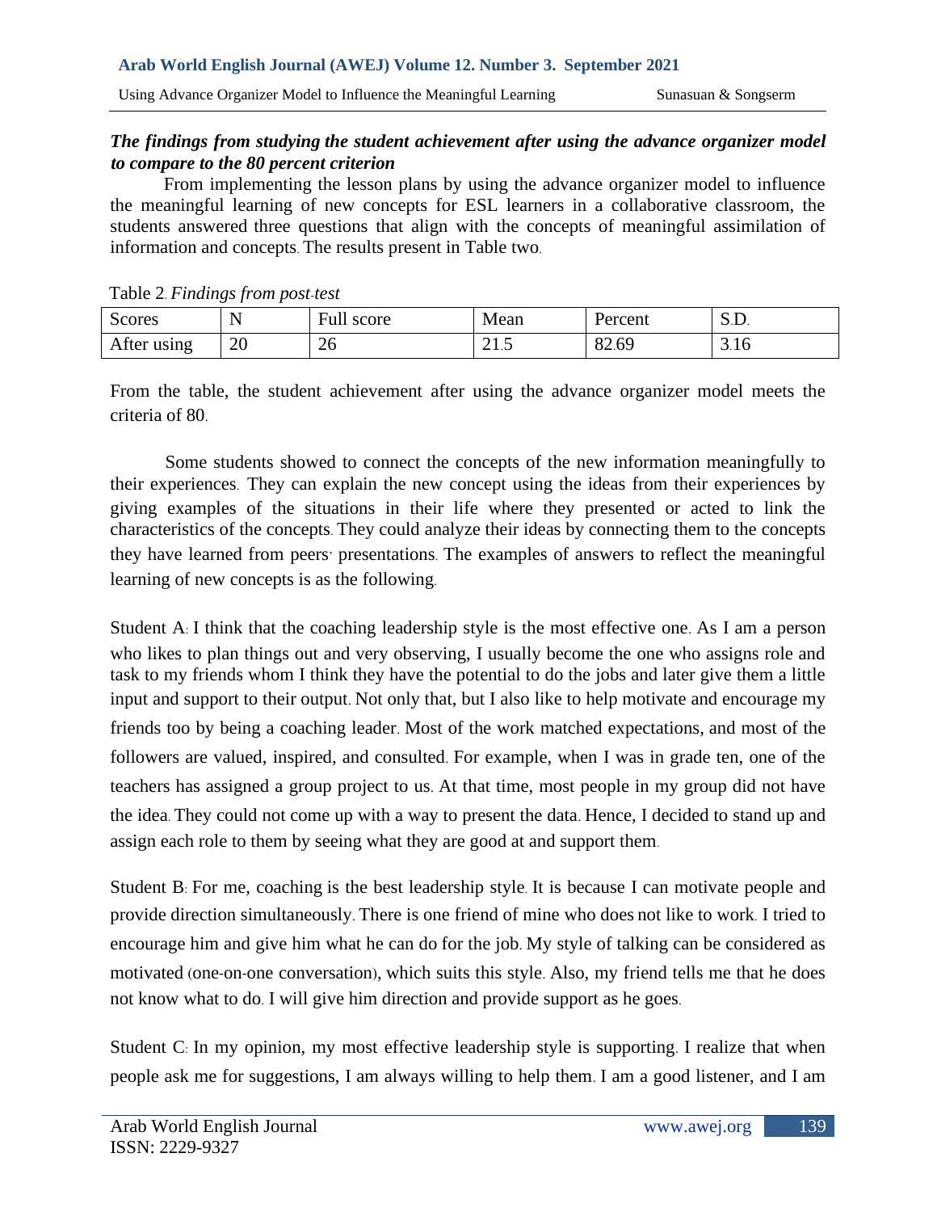***The findings from studying the student achievement after using the advance organizer model to compare to the 80 percent criterion***

From implementing the lesson plans by using the advance organizer model to influence the meaningful learning of new concepts for ESL learners in a collaborative classroom, the students answered three questions that align with the concepts of meaningful assimilation of information and concepts. The results present in Table two.

Table 2. *Findings from post-test*

| Scores | N | Full score | Mean | Percent | S.D. |
|---|---|---|---|---|---|
| After using | 20 | 26 | 21.5 | 82.69 | 3.16 |

From the table, the student achievement after using the advance organizer model meets the criteria of 80.

Some students showed to connect the concepts of the new information meaningfully to their experiences. They can explain the new concept using the ideas from their experiences by giving examples of the situations in their life where they presented or acted to link the characteristics of the concepts. They could analyze their ideas by connecting them to the concepts they have learned from peers' presentations. The examples of answers to reflect the meaningful learning of new concepts is as the following.

Student A: I think that the coaching leadership style is the most effective one. As I am a person who likes to plan things out and very observing, I usually become the one who assigns role and task to my friends whom I think they have the potential to do the jobs and later give them a little input and support to their output. Not only that, but I also like to help motivate and encourage my friends too by being a coaching leader. Most of the work matched expectations, and most of the followers are valued, inspired, and consulted. For example, when I was in grade ten, one of the teachers has assigned a group project to us. At that time, most people in my group did not have the idea. They could not come up with a way to present the data. Hence, I decided to stand up and assign each role to them by seeing what they are good at and support them.

Student B: For me, coaching is the best leadership style. It is because I can motivate people and provide direction simultaneously. There is one friend of mine who does not like to work. I tried to encourage him and give him what he can do for the job. My style of talking can be considered as motivated (one-on-one conversation), which suits this style. Also, my friend tells me that he does not know what to do. I will give him direction and provide support as he goes.

Student C: In my opinion, my most effective leadership style is supporting. I realize that when people ask me for suggestions, I am always willing to help them. I am a good listener, and I am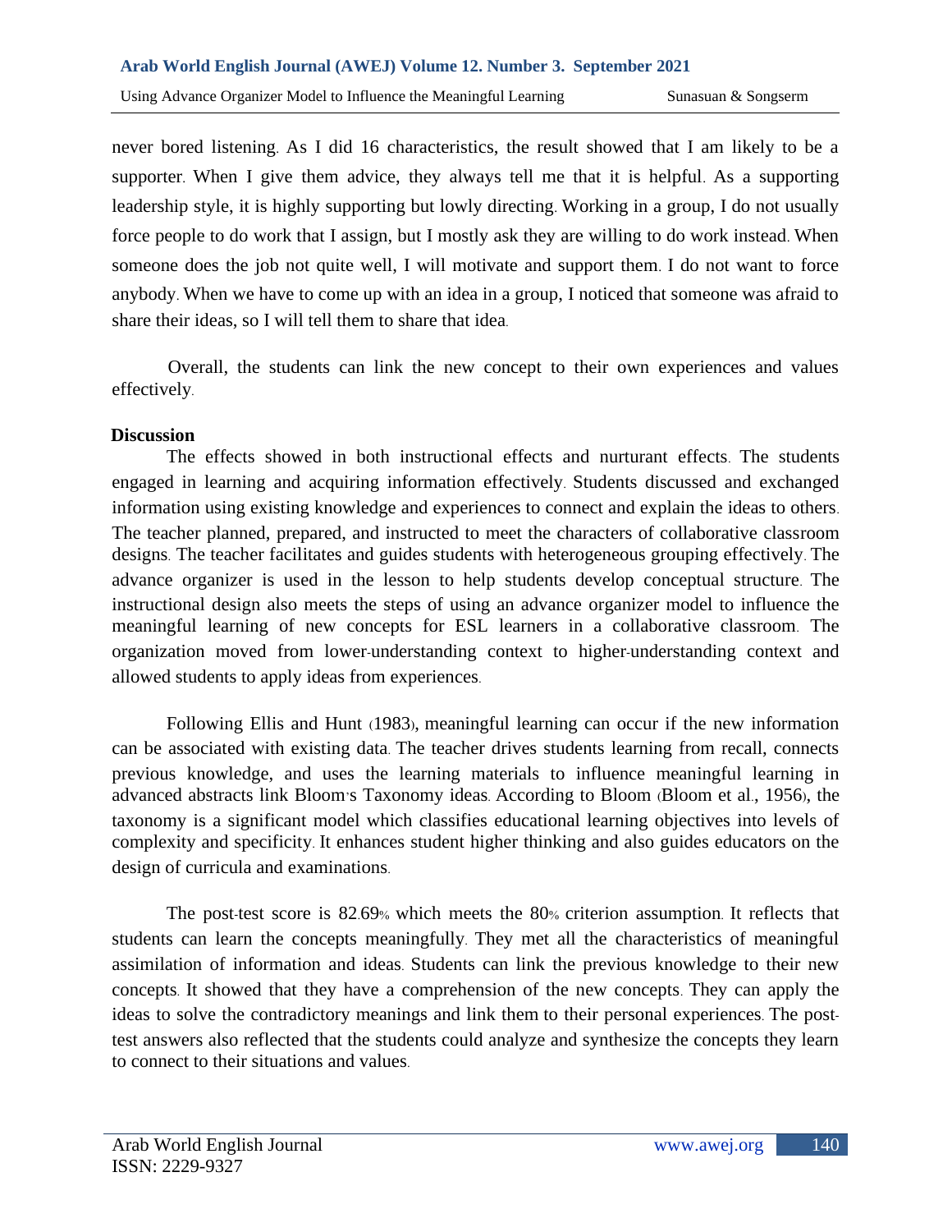never bored listening. As I did 16 characteristics, the result showed that I am likely to be a supporter. When I give them advice, they always tell me that it is helpful. As a supporting leadership style, it is highly supporting but lowly directing. Working in a group, I do not usually force people to do work that I assign, but I mostly ask they are willing to do work instead. When someone does the job not quite well, I will motivate and support them. I do not want to force anybody. When we have to come up with an idea in a group, I noticed that someone was afraid to share their ideas, so I will tell them to share that idea.

Overall, the students can link the new concept to their own experiences and values effectively.

**Discussion**

The effects showed in both instructional effects and nurturant effects. The students engaged in learning and acquiring information effectively. Students discussed and exchanged information using existing knowledge and experiences to connect and explain the ideas to others. The teacher planned, prepared, and instructed to meet the characters of collaborative classroom designs. The teacher facilitates and guides students with heterogeneous grouping effectively. The advance organizer is used in the lesson to help students develop conceptual structure. The instructional design also meets the steps of using an advance organizer model to influence the meaningful learning of new concepts for ESL learners in a collaborative classroom. The organization moved from lower-understanding context to higher-understanding context and allowed students to apply ideas from experiences.

Following Ellis and Hunt (1983), meaningful learning can occur if the new information can be associated with existing data. The teacher drives students learning from recall, connects previous knowledge, and uses the learning materials to influence meaningful learning in advanced abstracts link Bloom's Taxonomy ideas. According to Bloom (Bloom et al., 1956), the taxonomy is a significant model which classifies educational learning objectives into levels of complexity and specificity. It enhances student higher thinking and also guides educators on the design of curricula and examinations.

The post-test score is 82.69% which meets the 80% criterion assumption. It reflects that students can learn the concepts meaningfully. They met all the characteristics of meaningful assimilation of information and ideas. Students can link the previous knowledge to their new concepts. It showed that they have a comprehension of the new concepts. They can apply the ideas to solve the contradictory meanings and link them to their personal experiences. The post-test answers also reflected that the students could analyze and synthesize the concepts they learn to connect to their situations and values.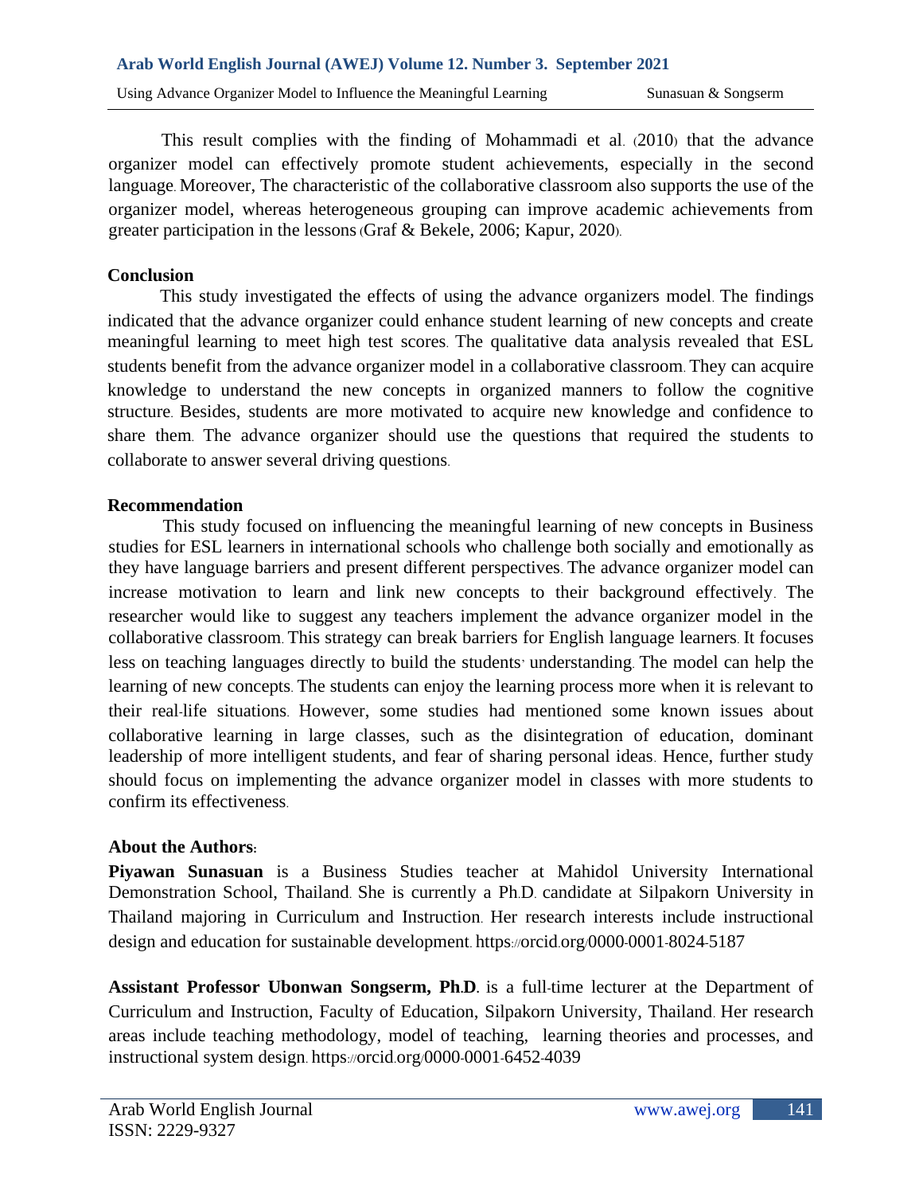This result complies with the finding of Mohammadi et al. (2010) that the advance organizer model can effectively promote student achievements, especially in the second language. Moreover, The characteristic of the collaborative classroom also supports the use of the organizer model, whereas heterogeneous grouping can improve academic achievements from greater participation in the lessons (Graf & Bekele, 2006; Kapur, 2020).

## Conclusion

This study investigated the effects of using the advance organizers model. The findings indicated that the advance organizer could enhance student learning of new concepts and create meaningful learning to meet high test scores. The qualitative data analysis revealed that ESL students benefit from the advance organizer model in a collaborative classroom. They can acquire knowledge to understand the new concepts in organized manners to follow the cognitive structure. Besides, students are more motivated to acquire new knowledge and confidence to share them. The advance organizer should use the questions that required the students to collaborate to answer several driving questions.

## Recommendation

This study focused on influencing the meaningful learning of new concepts in Business studies for ESL learners in international schools who challenge both socially and emotionally as they have language barriers and present different perspectives. The advance organizer model can increase motivation to learn and link new concepts to their background effectively. The researcher would like to suggest any teachers implement the advance organizer model in the collaborative classroom. This strategy can break barriers for English language learners. It focuses less on teaching languages directly to build the students' understanding. The model can help the learning of new concepts. The students can enjoy the learning process more when it is relevant to their real-life situations. However, some studies had mentioned some known issues about collaborative learning in large classes, such as the disintegration of education, dominant leadership of more intelligent students, and fear of sharing personal ideas. Hence, further study should focus on implementing the advance organizer model in classes with more students to confirm its effectiveness.

## About the Authors:

**Piyawan Sunasuan** is a Business Studies teacher at Mahidol University International Demonstration School, Thailand. She is currently a Ph.D. candidate at Silpakorn University in Thailand majoring in Curriculum and Instruction. Her research interests include instructional design and education for sustainable development. https://orcid.org/0000-0001-8024-5187

**Assistant Professor Ubonwan Songserm, Ph.D.** is a full-time lecturer at the Department of Curriculum and Instruction, Faculty of Education, Silpakorn University, Thailand. Her research areas include teaching methodology, model of teaching, learning theories and processes, and instructional system design. https://orcid.org/0000-0001-6452-4039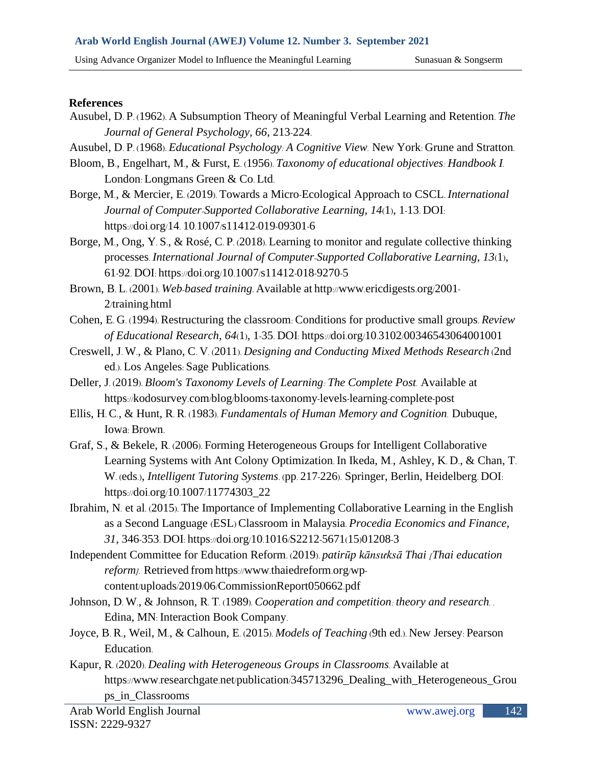**References**

Ausubel, D. P. (1962). A Subsumption Theory of Meaningful Verbal Learning and Retention. *The Journal of General Psychology, 66*, 213-224.

Ausubel, D. P. (1968). *Educational Psychology: A Cognitive View.* New York: Grune and Stratton.

Bloom, B., Engelhart, M., & Furst, E. (1956). *Taxonomy of educational objectives: Handbook I.* London: Longmans Green & Co. Ltd.

Borge, M., & Mercier, E. (2019). Towards a Micro-Ecological Approach to CSCL. *International Journal of Computer-Supported Collaborative Learning, 14*(1), 1-13. DOI: https://doi.org/14. 10.1007/s11412-019-09301-6

Borge, M., Ong, Y. S., & Rosé, C. P. (2018). Learning to monitor and regulate collective thinking processes. *International Journal of Computer-Supported Collaborative Learning, 13*(1), 61-92. DOI: https://doi.org/10.1007/s11412-018-9270-5

Brown, B. L. (2001). *Web-based training.* Available at http://www.ericdigests.org/2001-2/training.html

Cohen, E. G. (1994). Restructuring the classroom: Conditions for productive small groups. *Review of Educational Research, 64*(1), 1-35. DOI: https://doi.org/10.3102/00346543064001001

Creswell, J. W., & Plano, C. V. (2011). *Designing and Conducting Mixed Methods Research* (2nd ed.). Los Angeles: Sage Publications.

Deller, J. (2019). *Bloom's Taxonomy Levels of Learning: The Complete Post.* Available at https://kodosurvey.com/blog/blooms-taxonomy-levels-learning-complete-post

Ellis, H. C., & Hunt, R. R. (1983). *Fundamentals of Human Memory and Cognition.* Dubuque, Iowa: Brown.

Graf, S., & Bekele, R. (2006). Forming Heterogeneous Groups for Intelligent Collaborative Learning Systems with Ant Colony Optimization. In Ikeda, M., Ashley, K. D., & Chan, T. W. (eds.), *Intelligent Tutoring Systems*. (pp. 217-226). Springer, Berlin, Heidelberg. DOI: https://doi.org/10.1007/11774303_22

Ibrahim, N. et al. (2015). The Importance of Implementing Collaborative Learning in the English as a Second Language (ESL) Classroom in Malaysia. *Procedia Economics and Finance, 31*, 346-353. DOI: https://doi.org/10.1016/S2212-5671(15)01208-3

Independent Committee for Education Reform. (2019). *patirūp kānsưksā Thai [Thai education reform].* Retrieved from https://www.thaiedreform.org/wp-content/uploads/2019/06/CommissionReport050662.pdf

Johnson, D. W., & Johnson, R. T. (1989). *Cooperation and competition: theory and research.* . Edina, MN: Interaction Book Company.

Joyce, B. R., Weil, M., & Calhoun, E. (2015). *Models of Teaching* (9th ed.). New Jersey: Pearson Education.

Kapur, R. (2020). *Dealing with Heterogeneous Groups in Classrooms.* Available at https://www.researchgate.net/publication/345713296_Dealing_with_Heterogeneous_Groups_in_Classrooms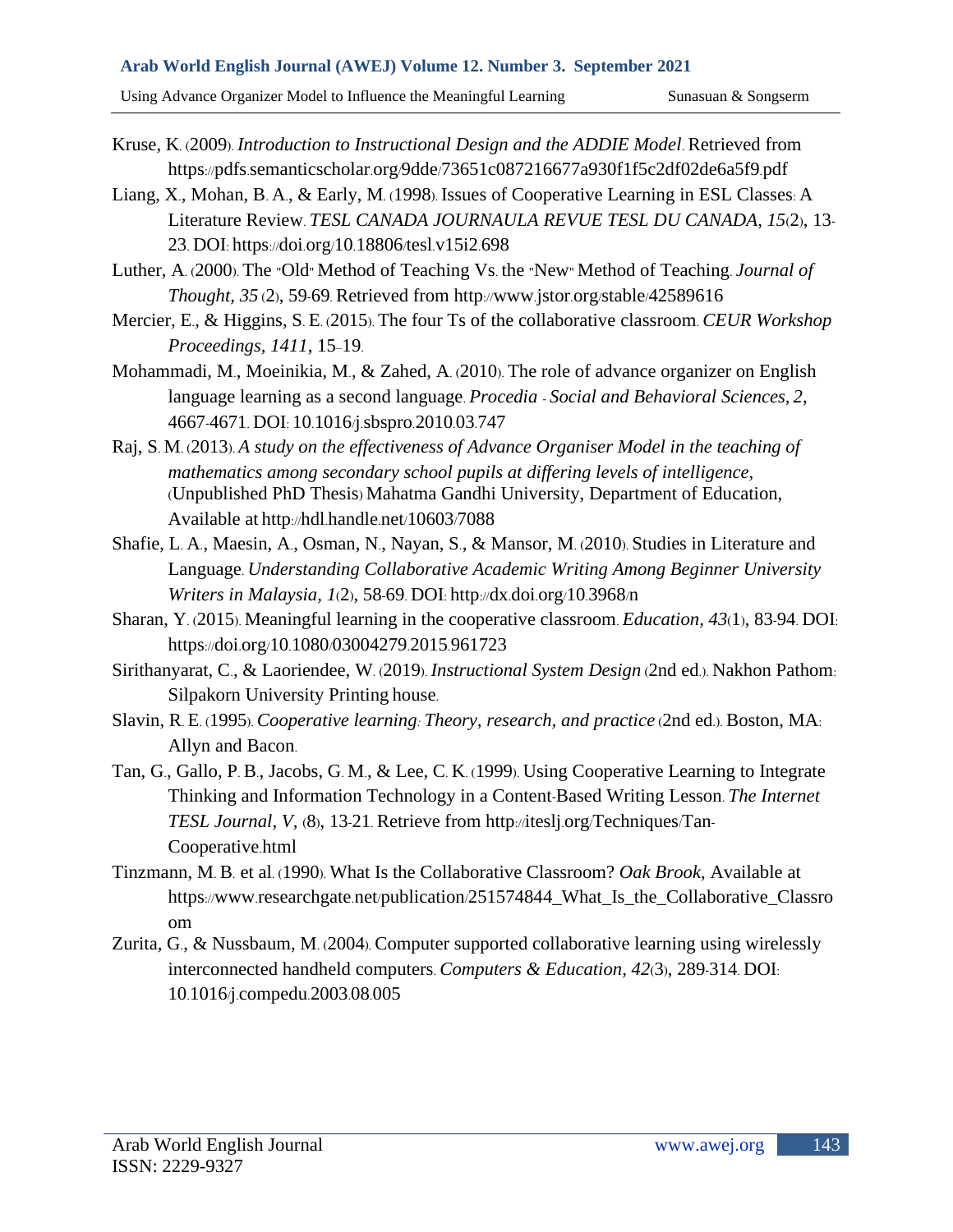Kruse, K. (2009). *Introduction to Instructional Design and the ADDIE Model*. Retrieved from https://pdfs.semanticscholar.org/9dde/73651c087216677a930f1f5c2df02de6a5f9.pdf

Liang, X., Mohan, B. A., & Early, M. (1998). Issues of Cooperative Learning in ESL Classes: A Literature Review. *TESL CANADA JOURNAULA REVUE TESL DU CANADA, 15*(2), 13-23. DOI: https://doi.org/10.18806/tesl.v15i2.698

Luther, A. (2000). The "Old" Method of Teaching Vs. the "New" Method of Teaching. *Journal of Thought, 35* (2), 59-69. Retrieved from http://www.jstor.org/stable/42589616

Mercier, E., & Higgins, S. E. (2015). The four Ts of the collaborative classroom. *CEUR Workshop Proceedings, 1411*, 15–19.

Mohammadi, M., Moeinikia, M., & Zahed, A. (2010). The role of advance organizer on English language learning as a second language. *Procedia - Social and Behavioral Sciences, 2,* 4667-4671. DOI: 10.1016/j.sbspro.2010.03.747

Raj, S. M. (2013). *A study on the effectiveness of Advance Organiser Model in the teaching of mathematics among secondary school pupils at differing levels of intelligence,* (Unpublished PhD Thesis) Mahatma Gandhi University, Department of Education, Available at http://hdl.handle.net/10603/7088

Shafie, L. A., Maesin, A., Osman, N., Nayan, S., & Mansor, M. (2010). Studies in Literature and Language. *Understanding Collaborative Academic Writing Among Beginner University Writers in Malaysia, 1*(2), 58-69. DOI: http://dx.doi.org/10.3968/n

Sharan, Y. (2015). Meaningful learning in the cooperative classroom. *Education, 43*(1), 83-94. DOI: https://doi.org/10.1080/03004279.2015.961723

Sirithanyarat, C., & Laoriendee, W. (2019). *Instructional System Design* (2nd ed.). Nakhon Pathom: Silpakorn University Printing house.

Slavin, R. E. (1995). *Cooperative learning: Theory, research, and practice* (2nd ed.). Boston, MA: Allyn and Bacon.

Tan, G., Gallo, P. B., Jacobs, G. M., & Lee, C. K. (1999). Using Cooperative Learning to Integrate Thinking and Information Technology in a Content-Based Writing Lesson. *The Internet TESL Journal, V,* (8), 13-21. Retrieve from http://iteslj.org/Techniques/Tan-Cooperative.html

Tinzmann, M. B. et al. (1990). What Is the Collaborative Classroom? *Oak Brook*, Available at https://www.researchgate.net/publication/251574844_What_Is_the_Collaborative_Classroom

Zurita, G., & Nussbaum, M. (2004). Computer supported collaborative learning using wirelessly interconnected handheld computers. *Computers & Education, 42*(3), 289-314. DOI: 10.1016/j.compedu.2003.08.005